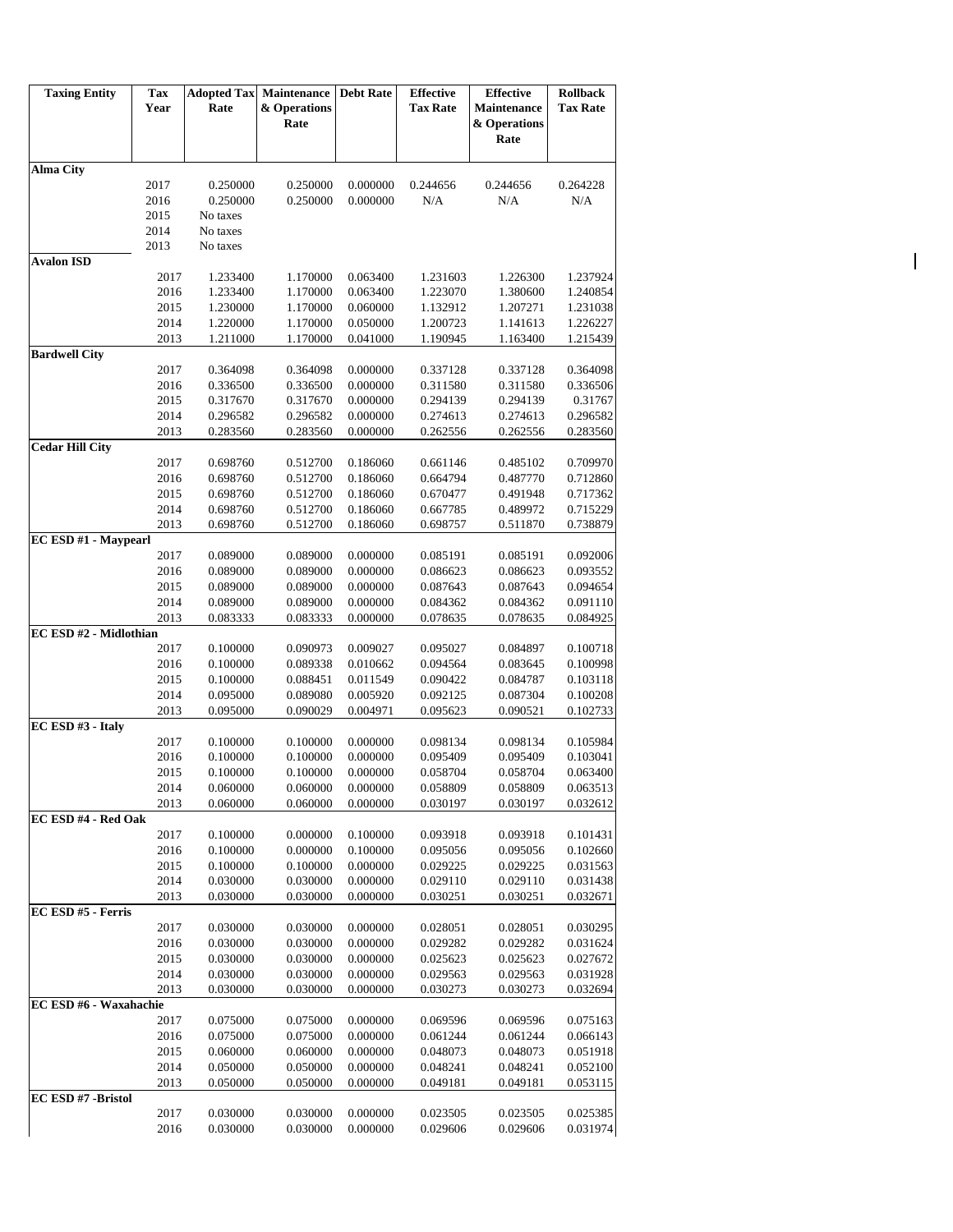| Taxing Entity | Tax Year | Adopted Tax Rate | Maintenance & Operations Rate | Debt Rate | Effective Tax Rate | Effective Maintenance & Operations Rate | Rollback Tax Rate |
|---|---|---|---|---|---|---|---|
| **Alma City** | | | | | | | |
| | 2017 | 0.250000 | 0.250000 | 0.000000 | 0.244656 | 0.244656 | 0.264228 |
| | 2016 | 0.250000 | 0.250000 | 0.000000 | N/A | N/A | N/A |
| | 2015 | No taxes | | | | | |
| | 2014 | No taxes | | | | | |
| | 2013 | No taxes | | | | | |
| **Avalon ISD** | | | | | | | |
| | 2017 | 1.233400 | 1.170000 | 0.063400 | 1.231603 | 1.226300 | 1.237924 |
| | 2016 | 1.233400 | 1.170000 | 0.063400 | 1.223070 | 1.380600 | 1.240854 |
| | 2015 | 1.230000 | 1.170000 | 0.060000 | 1.132912 | 1.207271 | 1.231038 |
| | 2014 | 1.220000 | 1.170000 | 0.050000 | 1.200723 | 1.141613 | 1.226227 |
| | 2013 | 1.211000 | 1.170000 | 0.041000 | 1.190945 | 1.163400 | 1.215439 |
| **Bardwell City** | | | | | | | |
| | 2017 | 0.364098 | 0.364098 | 0.000000 | 0.337128 | 0.337128 | 0.364098 |
| | 2016 | 0.336500 | 0.336500 | 0.000000 | 0.311580 | 0.311580 | 0.336506 |
| | 2015 | 0.317670 | 0.317670 | 0.000000 | 0.294139 | 0.294139 | 0.31767 |
| | 2014 | 0.296582 | 0.296582 | 0.000000 | 0.274613 | 0.274613 | 0.296582 |
| | 2013 | 0.283560 | 0.283560 | 0.000000 | 0.262556 | 0.262556 | 0.283560 |
| **Cedar Hill City** | | | | | | | |
| | 2017 | 0.698760 | 0.512700 | 0.186060 | 0.661146 | 0.485102 | 0.709970 |
| | 2016 | 0.698760 | 0.512700 | 0.186060 | 0.664794 | 0.487770 | 0.712860 |
| | 2015 | 0.698760 | 0.512700 | 0.186060 | 0.670477 | 0.491948 | 0.717362 |
| | 2014 | 0.698760 | 0.512700 | 0.186060 | 0.667785 | 0.489972 | 0.715229 |
| | 2013 | 0.698760 | 0.512700 | 0.186060 | 0.698757 | 0.511870 | 0.738879 |
| **EC ESD #1 - Maypearl** | | | | | | | |
| | 2017 | 0.089000 | 0.089000 | 0.000000 | 0.085191 | 0.085191 | 0.092006 |
| | 2016 | 0.089000 | 0.089000 | 0.000000 | 0.086623 | 0.086623 | 0.093552 |
| | 2015 | 0.089000 | 0.089000 | 0.000000 | 0.087643 | 0.087643 | 0.094654 |
| | 2014 | 0.089000 | 0.089000 | 0.000000 | 0.084362 | 0.084362 | 0.091110 |
| | 2013 | 0.083333 | 0.083333 | 0.000000 | 0.078635 | 0.078635 | 0.084925 |
| **EC ESD #2 - Midlothian** | | | | | | | |
| | 2017 | 0.100000 | 0.090973 | 0.009027 | 0.095027 | 0.084897 | 0.100718 |
| | 2016 | 0.100000 | 0.089338 | 0.010662 | 0.094564 | 0.083645 | 0.100998 |
| | 2015 | 0.100000 | 0.088451 | 0.011549 | 0.090422 | 0.084787 | 0.103118 |
| | 2014 | 0.095000 | 0.089080 | 0.005920 | 0.092125 | 0.087304 | 0.100208 |
| | 2013 | 0.095000 | 0.090029 | 0.004971 | 0.095623 | 0.090521 | 0.102733 |
| **EC ESD #3 - Italy** | | | | | | | |
| | 2017 | 0.100000 | 0.100000 | 0.000000 | 0.098134 | 0.098134 | 0.105984 |
| | 2016 | 0.100000 | 0.100000 | 0.000000 | 0.095409 | 0.095409 | 0.103041 |
| | 2015 | 0.100000 | 0.100000 | 0.000000 | 0.058704 | 0.058704 | 0.063400 |
| | 2014 | 0.060000 | 0.060000 | 0.000000 | 0.058809 | 0.058809 | 0.063513 |
| | 2013 | 0.060000 | 0.060000 | 0.000000 | 0.030197 | 0.030197 | 0.032612 |
| **EC ESD #4 - Red Oak** | | | | | | | |
| | 2017 | 0.100000 | 0.000000 | 0.100000 | 0.093918 | 0.093918 | 0.101431 |
| | 2016 | 0.100000 | 0.000000 | 0.100000 | 0.095056 | 0.095056 | 0.102660 |
| | 2015 | 0.100000 | 0.100000 | 0.000000 | 0.029225 | 0.029225 | 0.031563 |
| | 2014 | 0.030000 | 0.030000 | 0.000000 | 0.029110 | 0.029110 | 0.031438 |
| | 2013 | 0.030000 | 0.030000 | 0.000000 | 0.030251 | 0.030251 | 0.032671 |
| **EC ESD #5 - Ferris** | | | | | | | |
| | 2017 | 0.030000 | 0.030000 | 0.000000 | 0.028051 | 0.028051 | 0.030295 |
| | 2016 | 0.030000 | 0.030000 | 0.000000 | 0.029282 | 0.029282 | 0.031624 |
| | 2015 | 0.030000 | 0.030000 | 0.000000 | 0.025623 | 0.025623 | 0.027672 |
| | 2014 | 0.030000 | 0.030000 | 0.000000 | 0.029563 | 0.029563 | 0.031928 |
| | 2013 | 0.030000 | 0.030000 | 0.000000 | 0.030273 | 0.030273 | 0.032694 |
| **EC ESD #6 - Waxahachie** | | | | | | | |
| | 2017 | 0.075000 | 0.075000 | 0.000000 | 0.069596 | 0.069596 | 0.075163 |
| | 2016 | 0.075000 | 0.075000 | 0.000000 | 0.061244 | 0.061244 | 0.066143 |
| | 2015 | 0.060000 | 0.060000 | 0.000000 | 0.048073 | 0.048073 | 0.051918 |
| | 2014 | 0.050000 | 0.050000 | 0.000000 | 0.048241 | 0.048241 | 0.052100 |
| | 2013 | 0.050000 | 0.050000 | 0.000000 | 0.049181 | 0.049181 | 0.053115 |
| **EC ESD #7 -Bristol** | | | | | | | |
| | 2017 | 0.030000 | 0.030000 | 0.000000 | 0.023505 | 0.023505 | 0.025385 |
| | 2016 | 0.030000 | 0.030000 | 0.000000 | 0.029606 | 0.029606 | 0.031974 |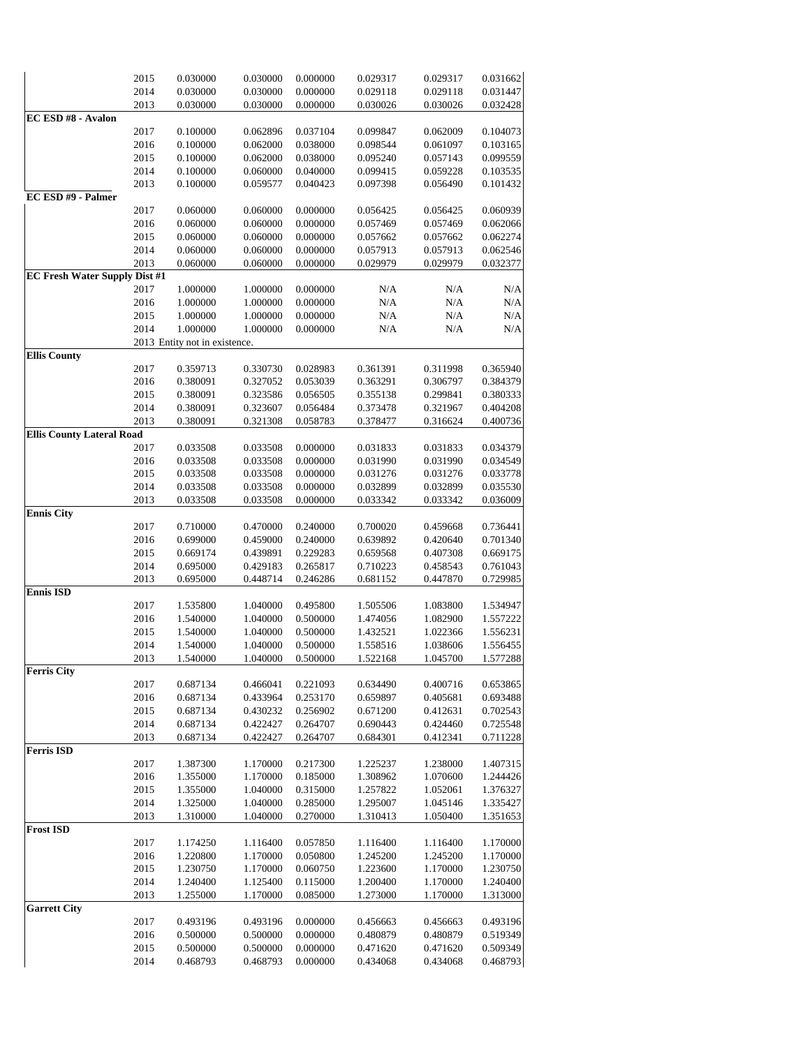| | | | | | | | |
|---|---|---|---|---|---|---|---|
| | 2015 | 0.030000 | 0.030000 | 0.000000 | 0.029317 | 0.029317 | 0.031662 |
| | 2014 | 0.030000 | 0.030000 | 0.000000 | 0.029118 | 0.029118 | 0.031447 |
| | 2013 | 0.030000 | 0.030000 | 0.000000 | 0.030026 | 0.030026 | 0.032428 |
| **EC ESD #8 - Avalon** | | | | | | | |
| | 2017 | 0.100000 | 0.062896 | 0.037104 | 0.099847 | 0.062009 | 0.104073 |
| | 2016 | 0.100000 | 0.062000 | 0.038000 | 0.098544 | 0.061097 | 0.103165 |
| | 2015 | 0.100000 | 0.062000 | 0.038000 | 0.095240 | 0.057143 | 0.099559 |
| | 2014 | 0.100000 | 0.060000 | 0.040000 | 0.099415 | 0.059228 | 0.103535 |
| | 2013 | 0.100000 | 0.059577 | 0.040423 | 0.097398 | 0.056490 | 0.101432 |
| **EC ESD #9 - Palmer** | | | | | | | |
| | 2017 | 0.060000 | 0.060000 | 0.000000 | 0.056425 | 0.056425 | 0.060939 |
| | 2016 | 0.060000 | 0.060000 | 0.000000 | 0.057469 | 0.057469 | 0.062066 |
| | 2015 | 0.060000 | 0.060000 | 0.000000 | 0.057662 | 0.057662 | 0.062274 |
| | 2014 | 0.060000 | 0.060000 | 0.000000 | 0.057913 | 0.057913 | 0.062546 |
| | 2013 | 0.060000 | 0.060000 | 0.000000 | 0.029979 | 0.029979 | 0.032377 |
| **EC Fresh Water Supply Dist #1** | | | | | | | |
| | 2017 | 1.000000 | 1.000000 | 0.000000 | N/A | N/A | N/A |
| | 2016 | 1.000000 | 1.000000 | 0.000000 | N/A | N/A | N/A |
| | 2015 | 1.000000 | 1.000000 | 0.000000 | N/A | N/A | N/A |
| | 2014 | 1.000000 | 1.000000 | 0.000000 | N/A | N/A | N/A |
| | 2013 | Entity not in existence. | | | | | |
| **Ellis County** | | | | | | | |
| | 2017 | 0.359713 | 0.330730 | 0.028983 | 0.361391 | 0.311998 | 0.365940 |
| | 2016 | 0.380091 | 0.327052 | 0.053039 | 0.363291 | 0.306797 | 0.384379 |
| | 2015 | 0.380091 | 0.323586 | 0.056505 | 0.355138 | 0.299841 | 0.380333 |
| | 2014 | 0.380091 | 0.323607 | 0.056484 | 0.373478 | 0.321967 | 0.404208 |
| | 2013 | 0.380091 | 0.321308 | 0.058783 | 0.378477 | 0.316624 | 0.400736 |
| **Ellis County Lateral Road** | | | | | | | |
| | 2017 | 0.033508 | 0.033508 | 0.000000 | 0.031833 | 0.031833 | 0.034379 |
| | 2016 | 0.033508 | 0.033508 | 0.000000 | 0.031990 | 0.031990 | 0.034549 |
| | 2015 | 0.033508 | 0.033508 | 0.000000 | 0.031276 | 0.031276 | 0.033778 |
| | 2014 | 0.033508 | 0.033508 | 0.000000 | 0.032899 | 0.032899 | 0.035530 |
| | 2013 | 0.033508 | 0.033508 | 0.000000 | 0.033342 | 0.033342 | 0.036009 |
| **Ennis City** | | | | | | | |
| | 2017 | 0.710000 | 0.470000 | 0.240000 | 0.700020 | 0.459668 | 0.736441 |
| | 2016 | 0.699000 | 0.459000 | 0.240000 | 0.639892 | 0.420640 | 0.701340 |
| | 2015 | 0.669174 | 0.439891 | 0.229283 | 0.659568 | 0.407308 | 0.669175 |
| | 2014 | 0.695000 | 0.429183 | 0.265817 | 0.710223 | 0.458543 | 0.761043 |
| | 2013 | 0.695000 | 0.448714 | 0.246286 | 0.681152 | 0.447870 | 0.729985 |
| **Ennis ISD** | | | | | | | |
| | 2017 | 1.535800 | 1.040000 | 0.495800 | 1.505506 | 1.083800 | 1.534947 |
| | 2016 | 1.540000 | 1.040000 | 0.500000 | 1.474056 | 1.082900 | 1.557222 |
| | 2015 | 1.540000 | 1.040000 | 0.500000 | 1.432521 | 1.022366 | 1.556231 |
| | 2014 | 1.540000 | 1.040000 | 0.500000 | 1.558516 | 1.038606 | 1.556455 |
| | 2013 | 1.540000 | 1.040000 | 0.500000 | 1.522168 | 1.045700 | 1.577288 |
| **Ferris City** | | | | | | | |
| | 2017 | 0.687134 | 0.466041 | 0.221093 | 0.634490 | 0.400716 | 0.653865 |
| | 2016 | 0.687134 | 0.433964 | 0.253170 | 0.659897 | 0.405681 | 0.693488 |
| | 2015 | 0.687134 | 0.430232 | 0.256902 | 0.671200 | 0.412631 | 0.702543 |
| | 2014 | 0.687134 | 0.422427 | 0.264707 | 0.690443 | 0.424460 | 0.725548 |
| | 2013 | 0.687134 | 0.422427 | 0.264707 | 0.684301 | 0.412341 | 0.711228 |
| **Ferris ISD** | | | | | | | |
| | 2017 | 1.387300 | 1.170000 | 0.217300 | 1.225237 | 1.238000 | 1.407315 |
| | 2016 | 1.355000 | 1.170000 | 0.185000 | 1.308962 | 1.070600 | 1.244426 |
| | 2015 | 1.355000 | 1.040000 | 0.315000 | 1.257822 | 1.052061 | 1.376327 |
| | 2014 | 1.325000 | 1.040000 | 0.285000 | 1.295007 | 1.045146 | 1.335427 |
| | 2013 | 1.310000 | 1.040000 | 0.270000 | 1.310413 | 1.050400 | 1.351653 |
| **Frost ISD** | | | | | | | |
| | 2017 | 1.174250 | 1.116400 | 0.057850 | 1.116400 | 1.116400 | 1.170000 |
| | 2016 | 1.220800 | 1.170000 | 0.050800 | 1.245200 | 1.245200 | 1.170000 |
| | 2015 | 1.230750 | 1.170000 | 0.060750 | 1.223600 | 1.170000 | 1.230750 |
| | 2014 | 1.240400 | 1.125400 | 0.115000 | 1.200400 | 1.170000 | 1.240400 |
| | 2013 | 1.255000 | 1.170000 | 0.085000 | 1.273000 | 1.170000 | 1.313000 |
| **Garrett City** | | | | | | | |
| | 2017 | 0.493196 | 0.493196 | 0.000000 | 0.456663 | 0.456663 | 0.493196 |
| | 2016 | 0.500000 | 0.500000 | 0.000000 | 0.480879 | 0.480879 | 0.519349 |
| | 2015 | 0.500000 | 0.500000 | 0.000000 | 0.471620 | 0.471620 | 0.509349 |
| | 2014 | 0.468793 | 0.468793 | 0.000000 | 0.434068 | 0.434068 | 0.468793 |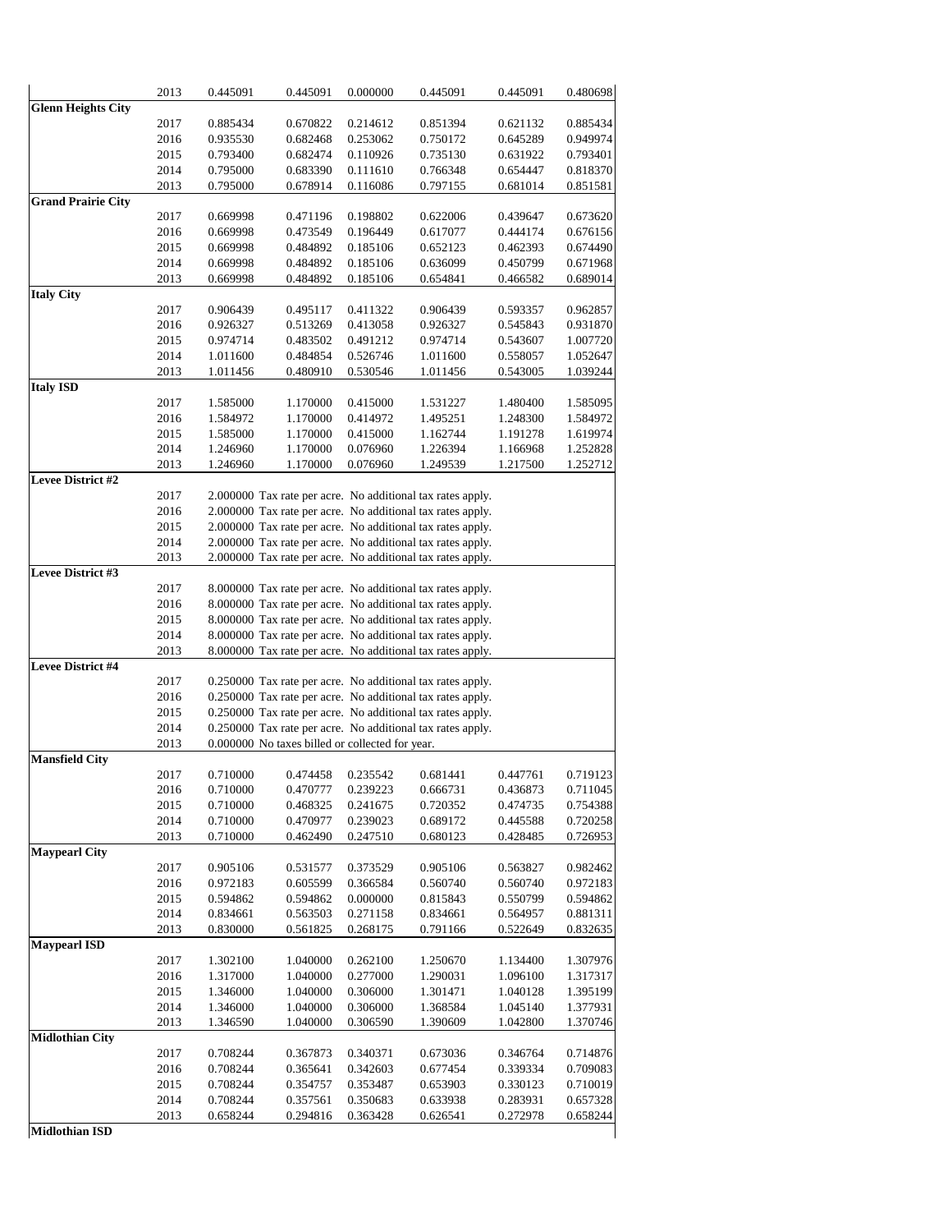| | | | | | | | |
|---|---|---|---|---|---|---|---|
| | 2013 | 0.445091 | 0.445091 | 0.000000 | 0.445091 | 0.445091 | 0.480698 |
| **Glenn Heights City** | | | | | | | |
| | 2017 | 0.885434 | 0.670822 | 0.214612 | 0.851394 | 0.621132 | 0.885434 |
| | 2016 | 0.935530 | 0.682468 | 0.253062 | 0.750172 | 0.645289 | 0.949974 |
| | 2015 | 0.793400 | 0.682474 | 0.110926 | 0.735130 | 0.631922 | 0.793401 |
| | 2014 | 0.795000 | 0.683390 | 0.111610 | 0.766348 | 0.654447 | 0.818370 |
| | 2013 | 0.795000 | 0.678914 | 0.116086 | 0.797155 | 0.681014 | 0.851581 |
| **Grand Prairie City** | | | | | | | |
| | 2017 | 0.669998 | 0.471196 | 0.198802 | 0.622006 | 0.439647 | 0.673620 |
| | 2016 | 0.669998 | 0.473549 | 0.196449 | 0.617077 | 0.444174 | 0.676156 |
| | 2015 | 0.669998 | 0.484892 | 0.185106 | 0.652123 | 0.462393 | 0.674490 |
| | 2014 | 0.669998 | 0.484892 | 0.185106 | 0.636099 | 0.450799 | 0.671968 |
| | 2013 | 0.669998 | 0.484892 | 0.185106 | 0.654841 | 0.466582 | 0.689014 |
| **Italy City** | | | | | | | |
| | 2017 | 0.906439 | 0.495117 | 0.411322 | 0.906439 | 0.593357 | 0.962857 |
| | 2016 | 0.926327 | 0.513269 | 0.413058 | 0.926327 | 0.545843 | 0.931870 |
| | 2015 | 0.974714 | 0.483502 | 0.491212 | 0.974714 | 0.543607 | 1.007720 |
| | 2014 | 1.011600 | 0.484854 | 0.526746 | 1.011600 | 0.558057 | 1.052647 |
| | 2013 | 1.011456 | 0.480910 | 0.530546 | 1.011456 | 0.543005 | 1.039244 |
| **Italy ISD** | | | | | | | |
| | 2017 | 1.585000 | 1.170000 | 0.415000 | 1.531227 | 1.480400 | 1.585095 |
| | 2016 | 1.584972 | 1.170000 | 0.414972 | 1.495251 | 1.248300 | 1.584972 |
| | 2015 | 1.585000 | 1.170000 | 0.415000 | 1.162744 | 1.191278 | 1.619974 |
| | 2014 | 1.246960 | 1.170000 | 0.076960 | 1.226394 | 1.166968 | 1.252828 |
| | 2013 | 1.246960 | 1.170000 | 0.076960 | 1.249539 | 1.217500 | 1.252712 |
| **Levee District #2** | | | | | | | |
| | 2017 | 2.000000 Tax rate per acre. No additional tax rates apply. | | | | | |
| | 2016 | 2.000000 Tax rate per acre. No additional tax rates apply. | | | | | |
| | 2015 | 2.000000 Tax rate per acre. No additional tax rates apply. | | | | | |
| | 2014 | 2.000000 Tax rate per acre. No additional tax rates apply. | | | | | |
| | 2013 | 2.000000 Tax rate per acre. No additional tax rates apply. | | | | | |
| **Levee District #3** | | | | | | | |
| | 2017 | 8.000000 Tax rate per acre. No additional tax rates apply. | | | | | |
| | 2016 | 8.000000 Tax rate per acre. No additional tax rates apply. | | | | | |
| | 2015 | 8.000000 Tax rate per acre. No additional tax rates apply. | | | | | |
| | 2014 | 8.000000 Tax rate per acre. No additional tax rates apply. | | | | | |
| | 2013 | 8.000000 Tax rate per acre. No additional tax rates apply. | | | | | |
| **Levee District #4** | | | | | | | |
| | 2017 | 0.250000 Tax rate per acre. No additional tax rates apply. | | | | | |
| | 2016 | 0.250000 Tax rate per acre. No additional tax rates apply. | | | | | |
| | 2015 | 0.250000 Tax rate per acre. No additional tax rates apply. | | | | | |
| | 2014 | 0.250000 Tax rate per acre. No additional tax rates apply. | | | | | |
| | 2013 | 0.000000 No taxes billed or collected for year. | | | | | |
| **Mansfield City** | | | | | | | |
| | 2017 | 0.710000 | 0.474458 | 0.235542 | 0.681441 | 0.447761 | 0.719123 |
| | 2016 | 0.710000 | 0.470777 | 0.239223 | 0.666731 | 0.436873 | 0.711045 |
| | 2015 | 0.710000 | 0.468325 | 0.241675 | 0.720352 | 0.474735 | 0.754388 |
| | 2014 | 0.710000 | 0.470977 | 0.239023 | 0.689172 | 0.445588 | 0.720258 |
| | 2013 | 0.710000 | 0.462490 | 0.247510 | 0.680123 | 0.428485 | 0.726953 |
| **Maypearl City** | | | | | | | |
| | 2017 | 0.905106 | 0.531577 | 0.373529 | 0.905106 | 0.563827 | 0.982462 |
| | 2016 | 0.972183 | 0.605599 | 0.366584 | 0.560740 | 0.560740 | 0.972183 |
| | 2015 | 0.594862 | 0.594862 | 0.000000 | 0.815843 | 0.550799 | 0.594862 |
| | 2014 | 0.834661 | 0.563503 | 0.271158 | 0.834661 | 0.564957 | 0.881311 |
| | 2013 | 0.830000 | 0.561825 | 0.268175 | 0.791166 | 0.522649 | 0.832635 |
| **Maypearl ISD** | | | | | | | |
| | 2017 | 1.302100 | 1.040000 | 0.262100 | 1.250670 | 1.134400 | 1.307976 |
| | 2016 | 1.317000 | 1.040000 | 0.277000 | 1.290031 | 1.096100 | 1.317317 |
| | 2015 | 1.346000 | 1.040000 | 0.306000 | 1.301471 | 1.040128 | 1.395199 |
| | 2014 | 1.346000 | 1.040000 | 0.306000 | 1.368584 | 1.045140 | 1.377931 |
| | 2013 | 1.346590 | 1.040000 | 0.306590 | 1.390609 | 1.042800 | 1.370746 |
| **Midlothian City** | | | | | | | |
| | 2017 | 0.708244 | 0.367873 | 0.340371 | 0.673036 | 0.346764 | 0.714876 |
| | 2016 | 0.708244 | 0.365641 | 0.342603 | 0.677454 | 0.339334 | 0.709083 |
| | 2015 | 0.708244 | 0.354757 | 0.353487 | 0.653903 | 0.330123 | 0.710019 |
| | 2014 | 0.708244 | 0.357561 | 0.350683 | 0.633938 | 0.283931 | 0.657328 |
| | 2013 | 0.658244 | 0.294816 | 0.363428 | 0.626541 | 0.272978 | 0.658244 |
| **Midlothian ISD** | | | | | | | |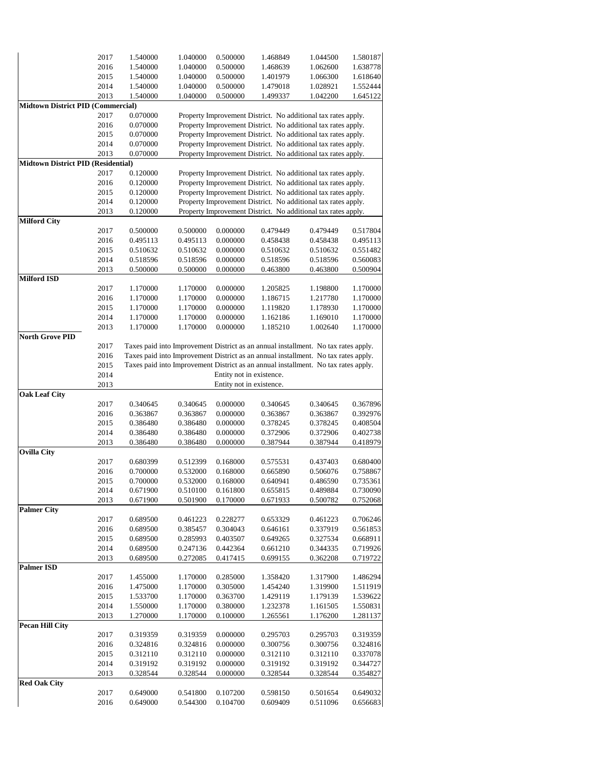| | | | | | | | |
|---|---|---|---|---|---|---|---|
| | 2017 | 1.540000 | 1.040000 | 0.500000 | 1.468849 | 1.044500 | 1.580187 |
| | 2016 | 1.540000 | 1.040000 | 0.500000 | 1.468639 | 1.062600 | 1.638778 |
| | 2015 | 1.540000 | 1.040000 | 0.500000 | 1.401979 | 1.066300 | 1.618640 |
| | 2014 | 1.540000 | 1.040000 | 0.500000 | 1.479018 | 1.028921 | 1.552444 |
| | 2013 | 1.540000 | 1.040000 | 0.500000 | 1.499337 | 1.042200 | 1.645122 |
| **Midtown District PID (Commercial)** | | | | | | | |
| | 2017 | 0.070000 | Property Improvement District. No additional tax rates apply. | | | | |
| | 2016 | 0.070000 | Property Improvement District. No additional tax rates apply. | | | | |
| | 2015 | 0.070000 | Property Improvement District. No additional tax rates apply. | | | | |
| | 2014 | 0.070000 | Property Improvement District. No additional tax rates apply. | | | | |
| | 2013 | 0.070000 | Property Improvement District. No additional tax rates apply. | | | | |
| **Midtown District PID (Residential)** | | | | | | | |
| | 2017 | 0.120000 | Property Improvement District. No additional tax rates apply. | | | | |
| | 2016 | 0.120000 | Property Improvement District. No additional tax rates apply. | | | | |
| | 2015 | 0.120000 | Property Improvement District. No additional tax rates apply. | | | | |
| | 2014 | 0.120000 | Property Improvement District. No additional tax rates apply. | | | | |
| | 2013 | 0.120000 | Property Improvement District. No additional tax rates apply. | | | | |
| **Milford City** | | | | | | | |
| | 2017 | 0.500000 | 0.500000 | 0.000000 | 0.479449 | 0.479449 | 0.517804 |
| | 2016 | 0.495113 | 0.495113 | 0.000000 | 0.458438 | 0.458438 | 0.495113 |
| | 2015 | 0.510632 | 0.510632 | 0.000000 | 0.510632 | 0.510632 | 0.551482 |
| | 2014 | 0.518596 | 0.518596 | 0.000000 | 0.518596 | 0.518596 | 0.560083 |
| | 2013 | 0.500000 | 0.500000 | 0.000000 | 0.463800 | 0.463800 | 0.500904 |
| **Milford ISD** | | | | | | | |
| | 2017 | 1.170000 | 1.170000 | 0.000000 | 1.205825 | 1.198800 | 1.170000 |
| | 2016 | 1.170000 | 1.170000 | 0.000000 | 1.186715 | 1.217780 | 1.170000 |
| | 2015 | 1.170000 | 1.170000 | 0.000000 | 1.119820 | 1.178930 | 1.170000 |
| | 2014 | 1.170000 | 1.170000 | 0.000000 | 1.162186 | 1.169010 | 1.170000 |
| | 2013 | 1.170000 | 1.170000 | 0.000000 | 1.185210 | 1.002640 | 1.170000 |
| **North Grove PID** | | | | | | | |
| | 2017 | Taxes paid into Improvement District as an annual installment. No tax rates apply. | | | | | |
| | 2016 | Taxes paid into Improvement District as an annual installment. No tax rates apply. | | | | | |
| | 2015 | Taxes paid into Improvement District as an annual installment. No tax rates apply. | | | | | |
| | 2014 | Entity not in existence. | | | | | |
| | 2013 | Entity not in existence. | | | | | |
| **Oak Leaf City** | | | | | | | |
| | 2017 | 0.340645 | 0.340645 | 0.000000 | 0.340645 | 0.340645 | 0.367896 |
| | 2016 | 0.363867 | 0.363867 | 0.000000 | 0.363867 | 0.363867 | 0.392976 |
| | 2015 | 0.386480 | 0.386480 | 0.000000 | 0.378245 | 0.378245 | 0.408504 |
| | 2014 | 0.386480 | 0.386480 | 0.000000 | 0.372906 | 0.372906 | 0.402738 |
| | 2013 | 0.386480 | 0.386480 | 0.000000 | 0.387944 | 0.387944 | 0.418979 |
| **Ovilla City** | | | | | | | |
| | 2017 | 0.680399 | 0.512399 | 0.168000 | 0.575531 | 0.437403 | 0.680400 |
| | 2016 | 0.700000 | 0.532000 | 0.168000 | 0.665890 | 0.506076 | 0.758867 |
| | 2015 | 0.700000 | 0.532000 | 0.168000 | 0.640941 | 0.486590 | 0.735361 |
| | 2014 | 0.671900 | 0.510100 | 0.161800 | 0.655815 | 0.489884 | 0.730090 |
| | 2013 | 0.671900 | 0.501900 | 0.170000 | 0.671933 | 0.500782 | 0.752068 |
| **Palmer City** | | | | | | | |
| | 2017 | 0.689500 | 0.461223 | 0.228277 | 0.653329 | 0.461223 | 0.706246 |
| | 2016 | 0.689500 | 0.385457 | 0.304043 | 0.646161 | 0.337919 | 0.561853 |
| | 2015 | 0.689500 | 0.285993 | 0.403507 | 0.649265 | 0.327534 | 0.668911 |
| | 2014 | 0.689500 | 0.247136 | 0.442364 | 0.661210 | 0.344335 | 0.719926 |
| | 2013 | 0.689500 | 0.272085 | 0.417415 | 0.699155 | 0.362208 | 0.719722 |
| **Palmer ISD** | | | | | | | |
| | 2017 | 1.455000 | 1.170000 | 0.285000 | 1.358420 | 1.317900 | 1.486294 |
| | 2016 | 1.475000 | 1.170000 | 0.305000 | 1.454240 | 1.319900 | 1.511919 |
| | 2015 | 1.533700 | 1.170000 | 0.363700 | 1.429119 | 1.179139 | 1.539622 |
| | 2014 | 1.550000 | 1.170000 | 0.380000 | 1.232378 | 1.161505 | 1.550831 |
| | 2013 | 1.270000 | 1.170000 | 0.100000 | 1.265561 | 1.176200 | 1.281137 |
| **Pecan Hill City** | | | | | | | |
| | 2017 | 0.319359 | 0.319359 | 0.000000 | 0.295703 | 0.295703 | 0.319359 |
| | 2016 | 0.324816 | 0.324816 | 0.000000 | 0.300756 | 0.300756 | 0.324816 |
| | 2015 | 0.312110 | 0.312110 | 0.000000 | 0.312110 | 0.312110 | 0.337078 |
| | 2014 | 0.319192 | 0.319192 | 0.000000 | 0.319192 | 0.319192 | 0.344727 |
| | 2013 | 0.328544 | 0.328544 | 0.000000 | 0.328544 | 0.328544 | 0.354827 |
| **Red Oak City** | | | | | | | |
| | 2017 | 0.649000 | 0.541800 | 0.107200 | 0.598150 | 0.501654 | 0.649032 |
| | 2016 | 0.649000 | 0.544300 | 0.104700 | 0.609409 | 0.511096 | 0.656683 |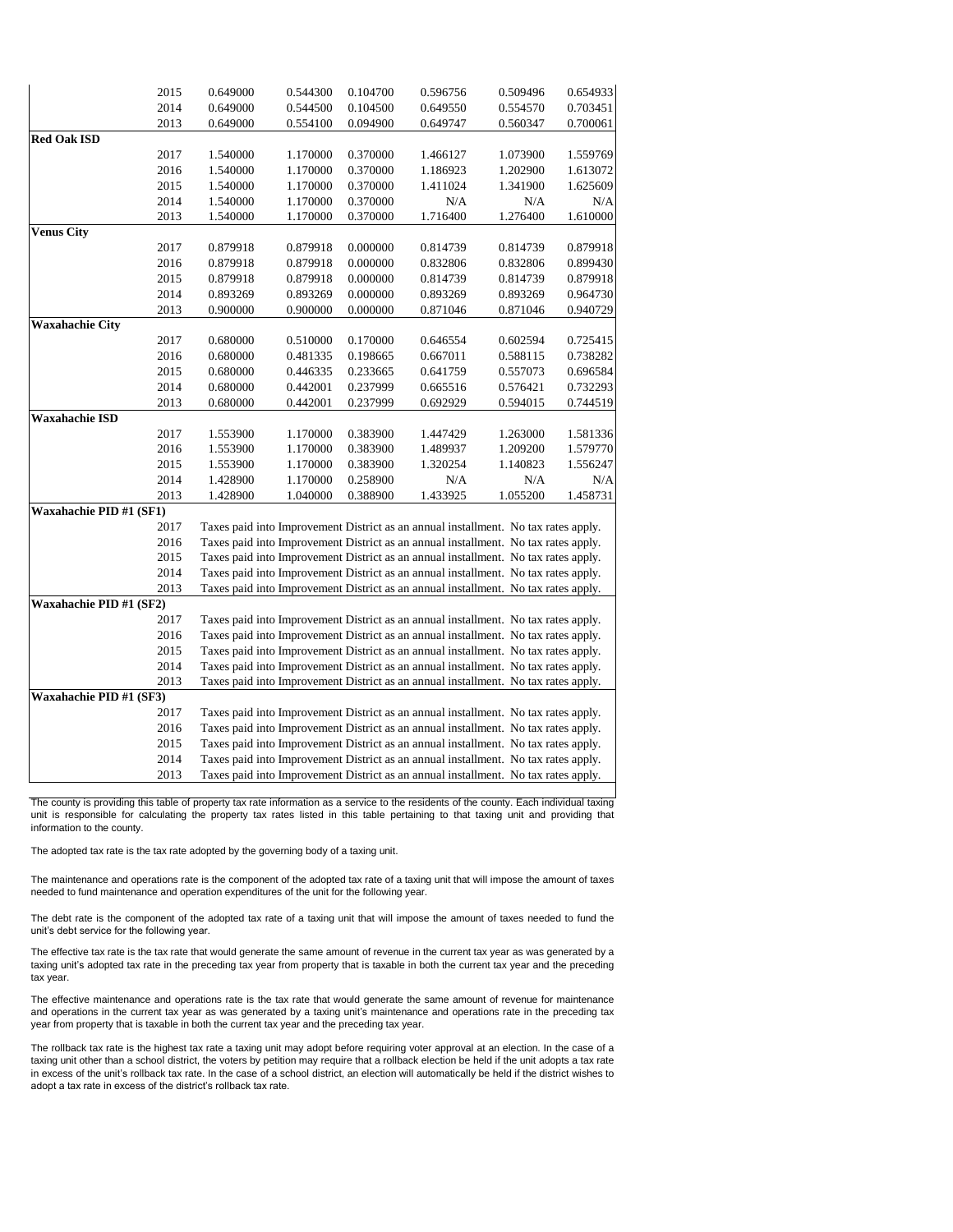| | | | | | | | |
|---|---|---|---|---|---|---|---|
| | 2015 | 0.649000 | 0.544300 | 0.104700 | 0.596756 | 0.509496 | 0.654933 |
| | 2014 | 0.649000 | 0.544500 | 0.104500 | 0.649550 | 0.554570 | 0.703451 |
| | 2013 | 0.649000 | 0.554100 | 0.094900 | 0.649747 | 0.560347 | 0.700061 |
| **Red Oak ISD** | | | | | | | |
| | 2017 | 1.540000 | 1.170000 | 0.370000 | 1.466127 | 1.073900 | 1.559769 |
| | 2016 | 1.540000 | 1.170000 | 0.370000 | 1.186923 | 1.202900 | 1.613072 |
| | 2015 | 1.540000 | 1.170000 | 0.370000 | 1.411024 | 1.341900 | 1.625609 |
| | 2014 | 1.540000 | 1.170000 | 0.370000 | N/A | N/A | N/A |
| | 2013 | 1.540000 | 1.170000 | 0.370000 | 1.716400 | 1.276400 | 1.610000 |
| **Venus City** | | | | | | | |
| | 2017 | 0.879918 | 0.879918 | 0.000000 | 0.814739 | 0.814739 | 0.879918 |
| | 2016 | 0.879918 | 0.879918 | 0.000000 | 0.832806 | 0.832806 | 0.899430 |
| | 2015 | 0.879918 | 0.879918 | 0.000000 | 0.814739 | 0.814739 | 0.879918 |
| | 2014 | 0.893269 | 0.893269 | 0.000000 | 0.893269 | 0.893269 | 0.964730 |
| | 2013 | 0.900000 | 0.900000 | 0.000000 | 0.871046 | 0.871046 | 0.940729 |
| **Waxahachie City** | | | | | | | |
| | 2017 | 0.680000 | 0.510000 | 0.170000 | 0.646554 | 0.602594 | 0.725415 |
| | 2016 | 0.680000 | 0.481335 | 0.198665 | 0.667011 | 0.588115 | 0.738282 |
| | 2015 | 0.680000 | 0.446335 | 0.233665 | 0.641759 | 0.557073 | 0.696584 |
| | 2014 | 0.680000 | 0.442001 | 0.237999 | 0.665516 | 0.576421 | 0.732293 |
| | 2013 | 0.680000 | 0.442001 | 0.237999 | 0.692929 | 0.594015 | 0.744519 |
| **Waxahachie ISD** | | | | | | | |
| | 2017 | 1.553900 | 1.170000 | 0.383900 | 1.447429 | 1.263000 | 1.581336 |
| | 2016 | 1.553900 | 1.170000 | 0.383900 | 1.489937 | 1.209200 | 1.579770 |
| | 2015 | 1.553900 | 1.170000 | 0.383900 | 1.320254 | 1.140823 | 1.556247 |
| | 2014 | 1.428900 | 1.170000 | 0.258900 | N/A | N/A | N/A |
| | 2013 | 1.428900 | 1.040000 | 0.388900 | 1.433925 | 1.055200 | 1.458731 |
| **Waxahachie PID #1 (SF1)** | | | | | | | |
| | 2017 | Taxes paid into Improvement District as an annual installment. No tax rates apply. | | | | | |
| | 2016 | Taxes paid into Improvement District as an annual installment. No tax rates apply. | | | | | |
| | 2015 | Taxes paid into Improvement District as an annual installment. No tax rates apply. | | | | | |
| | 2014 | Taxes paid into Improvement District as an annual installment. No tax rates apply. | | | | | |
| | 2013 | Taxes paid into Improvement District as an annual installment. No tax rates apply. | | | | | |
| **Waxahachie PID #1 (SF2)** | | | | | | | |
| | 2017 | Taxes paid into Improvement District as an annual installment. No tax rates apply. | | | | | |
| | 2016 | Taxes paid into Improvement District as an annual installment. No tax rates apply. | | | | | |
| | 2015 | Taxes paid into Improvement District as an annual installment. No tax rates apply. | | | | | |
| | 2014 | Taxes paid into Improvement District as an annual installment. No tax rates apply. | | | | | |
| | 2013 | Taxes paid into Improvement District as an annual installment. No tax rates apply. | | | | | |
| **Waxahachie PID #1 (SF3)** | | | | | | | |
| | 2017 | Taxes paid into Improvement District as an annual installment. No tax rates apply. | | | | | |
| | 2016 | Taxes paid into Improvement District as an annual installment. No tax rates apply. | | | | | |
| | 2015 | Taxes paid into Improvement District as an annual installment. No tax rates apply. | | | | | |
| | 2014 | Taxes paid into Improvement District as an annual installment. No tax rates apply. | | | | | |
| | 2013 | Taxes paid into Improvement District as an annual installment. No tax rates apply. | | | | | |

The county is providing this table of property tax rate information as a service to the residents of the county. Each individual taxing unit is responsible for calculating the property tax rates listed in this table pertaining to that taxing unit and providing that information to the county.

The adopted tax rate is the tax rate adopted by the governing body of a taxing unit.

The maintenance and operations rate is the component of the adopted tax rate of a taxing unit that will impose the amount of taxes needed to fund maintenance and operation expenditures of the unit for the following year.

The debt rate is the component of the adopted tax rate of a taxing unit that will impose the amount of taxes needed to fund the unit's debt service for the following year.

The effective tax rate is the tax rate that would generate the same amount of revenue in the current tax year as was generated by a taxing unit's adopted tax rate in the preceding tax year from property that is taxable in both the current tax year and the preceding tax year.

The effective maintenance and operations rate is the tax rate that would generate the same amount of revenue for maintenance and operations in the current tax year as was generated by a taxing unit's maintenance and operations rate in the preceding tax year from property that is taxable in both the current tax year and the preceding tax year.

The rollback tax rate is the highest tax rate a taxing unit may adopt before requiring voter approval at an election. In the case of a taxing unit other than a school district, the voters by petition may require that a rollback election be held if the unit adopts a tax rate in excess of the unit's rollback tax rate. In the case of a school district, an election will automatically be held if the district wishes to adopt a tax rate in excess of the district's rollback tax rate.